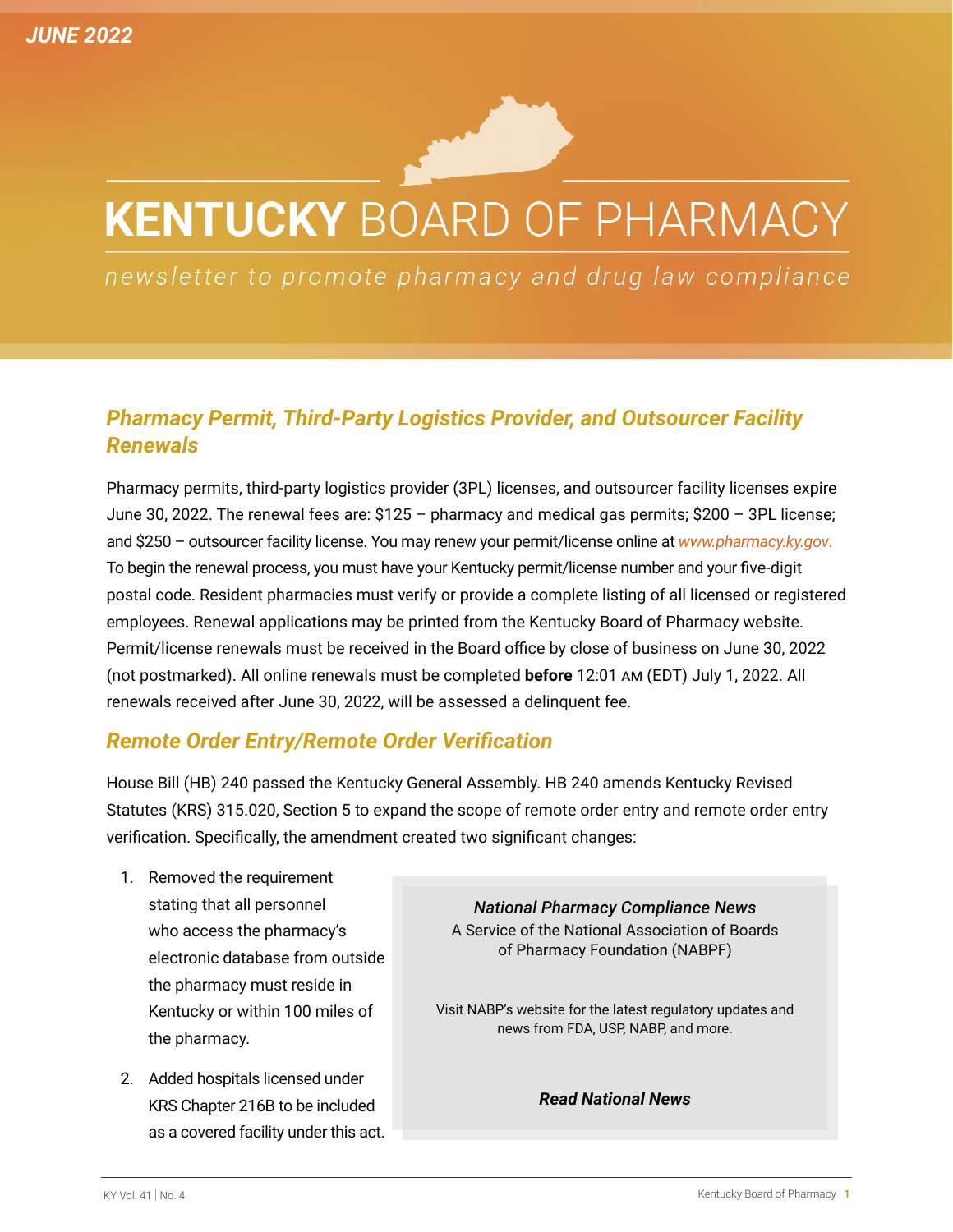JUNE 2022

# KENTUCKY BOARD OF PHARMACY

*newsletter to promote pharmacy and drug law compliance*

## Pharmacy Permit, Third-Party Logistics Provider, and Outsourcer Facility Renewals

Pharmacy permits, third-party logistics provider (3PL) licenses, and outsourcer facility licenses expire June 30, 2022. The renewal fees are: $125 – pharmacy and medical gas permits; $200 – 3PL license; and $250 – outsourcer facility license. You may renew your permit/license online at *www.pharmacy.ky.gov*. To begin the renewal process, you must have your Kentucky permit/license number and your five-digit postal code. Resident pharmacies must verify or provide a complete listing of all licensed or registered employees. Renewal applications may be printed from the Kentucky Board of Pharmacy website. Permit/license renewals must be received in the Board office by close of business on June 30, 2022 (not postmarked). All online renewals must be completed **before** 12:01 AM (EDT) July 1, 2022. All renewals received after June 30, 2022, will be assessed a delinquent fee.

## Remote Order Entry/Remote Order Verification

House Bill (HB) 240 passed the Kentucky General Assembly. HB 240 amends Kentucky Revised Statutes (KRS) 315.020, Section 5 to expand the scope of remote order entry and remote order entry verification. Specifically, the amendment created two significant changes:

1. Removed the requirement stating that all personnel who access the pharmacy's electronic database from outside the pharmacy must reside in Kentucky or within 100 miles of the pharmacy.
2. Added hospitals licensed under KRS Chapter 216B to be included as a covered facility under this act.

> ***National Pharmacy Compliance News***
> A Service of the National Association of Boards of Pharmacy Foundation (NABPF)
>
> Visit NABP's website for the latest regulatory updates and news from FDA, USP, NABP, and more.
>
> ***Read National News***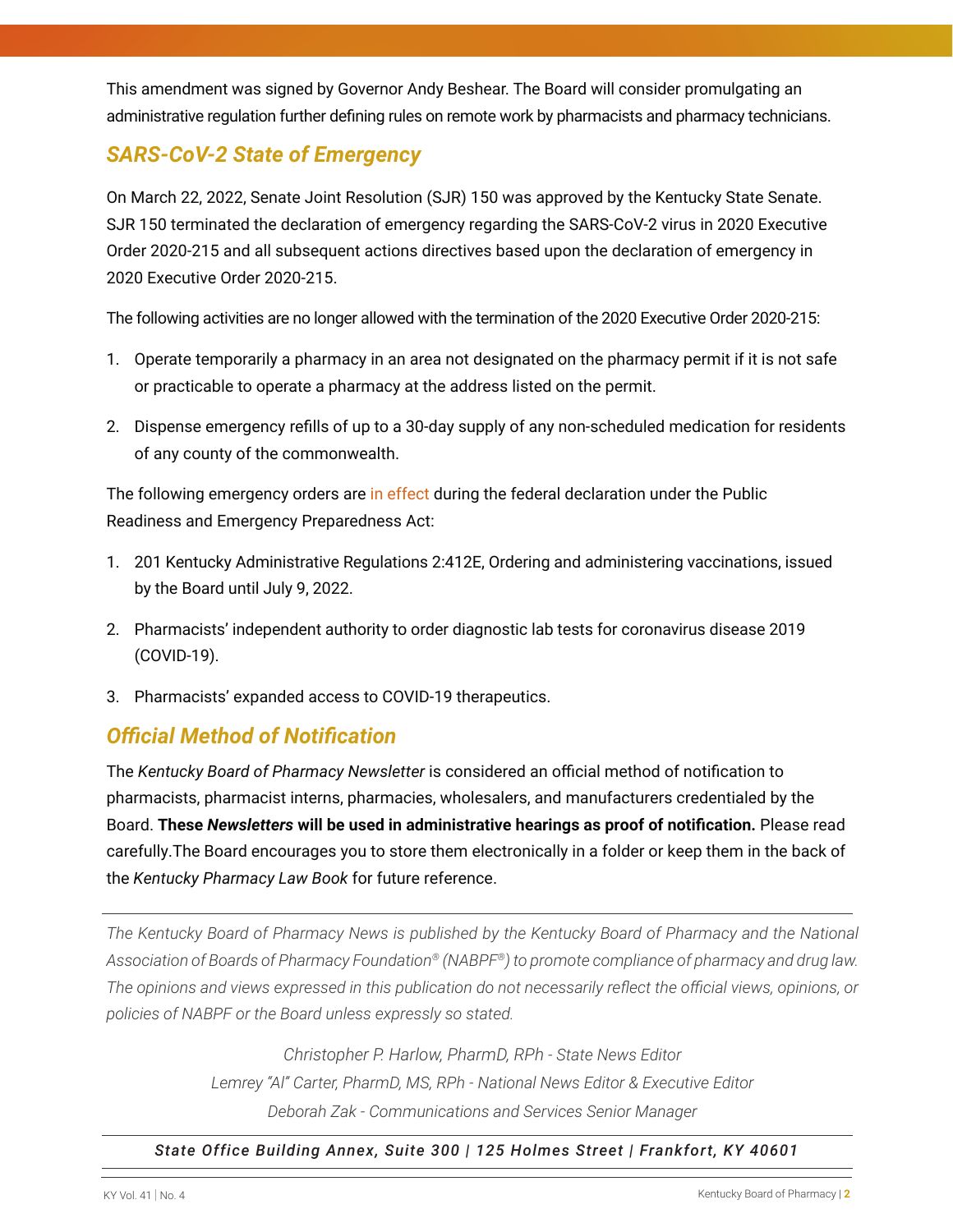This amendment was signed by Governor Andy Beshear. The Board will consider promulgating an administrative regulation further defining rules on remote work by pharmacists and pharmacy technicians.

## *SARS-CoV-2 State of Emergency*

On March 22, 2022, Senate Joint Resolution (SJR) 150 was approved by the Kentucky State Senate. SJR 150 terminated the declaration of emergency regarding the SARS-CoV-2 virus in 2020 Executive Order 2020-215 and all subsequent actions directives based upon the declaration of emergency in 2020 Executive Order 2020-215.

The following activities are no longer allowed with the termination of the 2020 Executive Order 2020-215:

1. Operate temporarily a pharmacy in an area not designated on the pharmacy permit if it is not safe or practicable to operate a pharmacy at the address listed on the permit.
2. Dispense emergency refills of up to a 30-day supply of any non-scheduled medication for residents of any county of the commonwealth.

The following emergency orders are in effect during the federal declaration under the Public Readiness and Emergency Preparedness Act:

1. 201 Kentucky Administrative Regulations 2:412E, Ordering and administering vaccinations, issued by the Board until July 9, 2022.
2. Pharmacists' independent authority to order diagnostic lab tests for coronavirus disease 2019 (COVID-19).
3. Pharmacists' expanded access to COVID-19 therapeutics.

## *Official Method of Notification*

The *Kentucky Board of Pharmacy Newsletter* is considered an official method of notification to pharmacists, pharmacist interns, pharmacies, wholesalers, and manufacturers credentialed by the Board. **These *Newsletters* will be used in administrative hearings as proof of notification.** Please read carefully.The Board encourages you to store them electronically in a folder or keep them in the back of the *Kentucky Pharmacy Law Book* for future reference.

---

*The Kentucky Board of Pharmacy News is published by the Kentucky Board of Pharmacy and the National Association of Boards of Pharmacy Foundation® (NABPF®) to promote compliance of pharmacy and drug law. The opinions and views expressed in this publication do not necessarily reflect the official views, opinions, or policies of NABPF or the Board unless expressly so stated.*

*Christopher P. Harlow, PharmD, RPh - State News Editor*

*Lemrey "Al" Carter, PharmD, MS, RPh - National News Editor & Executive Editor*

*Deborah Zak - Communications and Services Senior Manager*

---

***State Office Building Annex, Suite 300 | 125 Holmes Street | Frankfort, KY 40601***